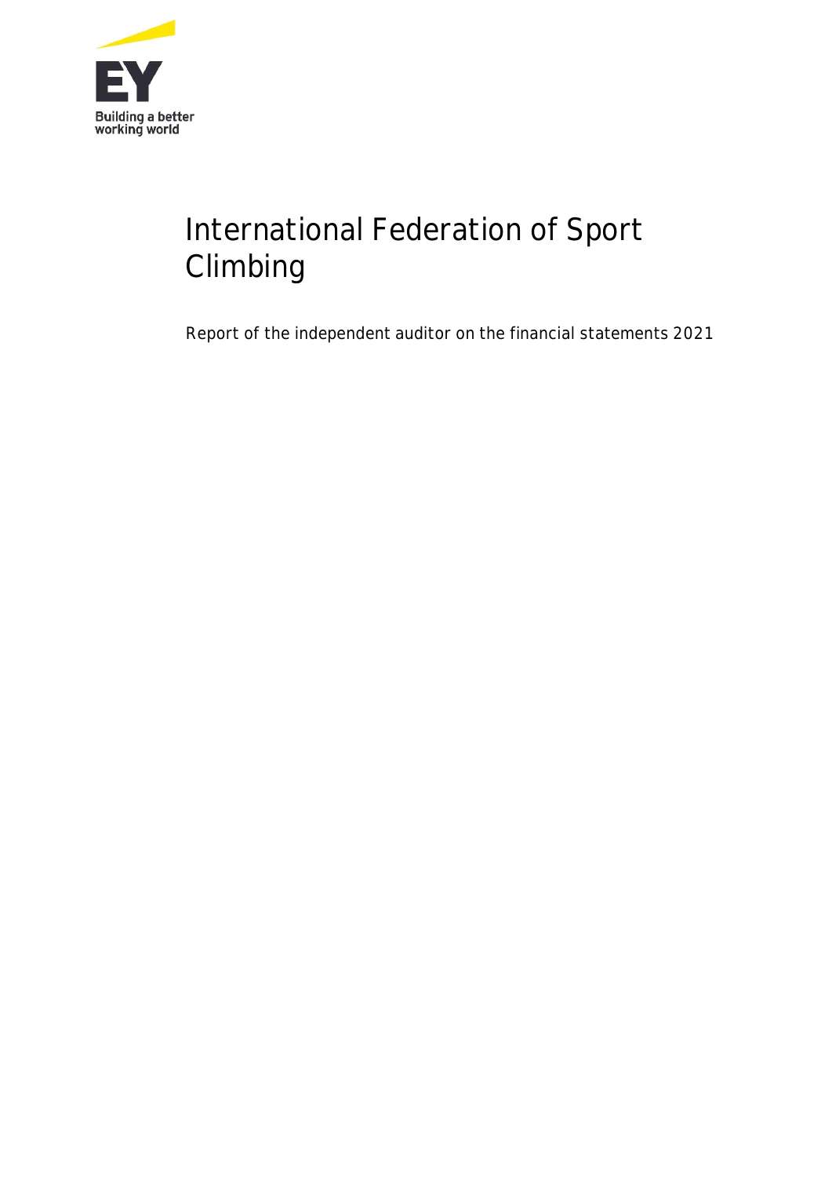EY

Building a better working world

# International Federation of Sport Climbing

Report of the independent auditor on the financial statements 2021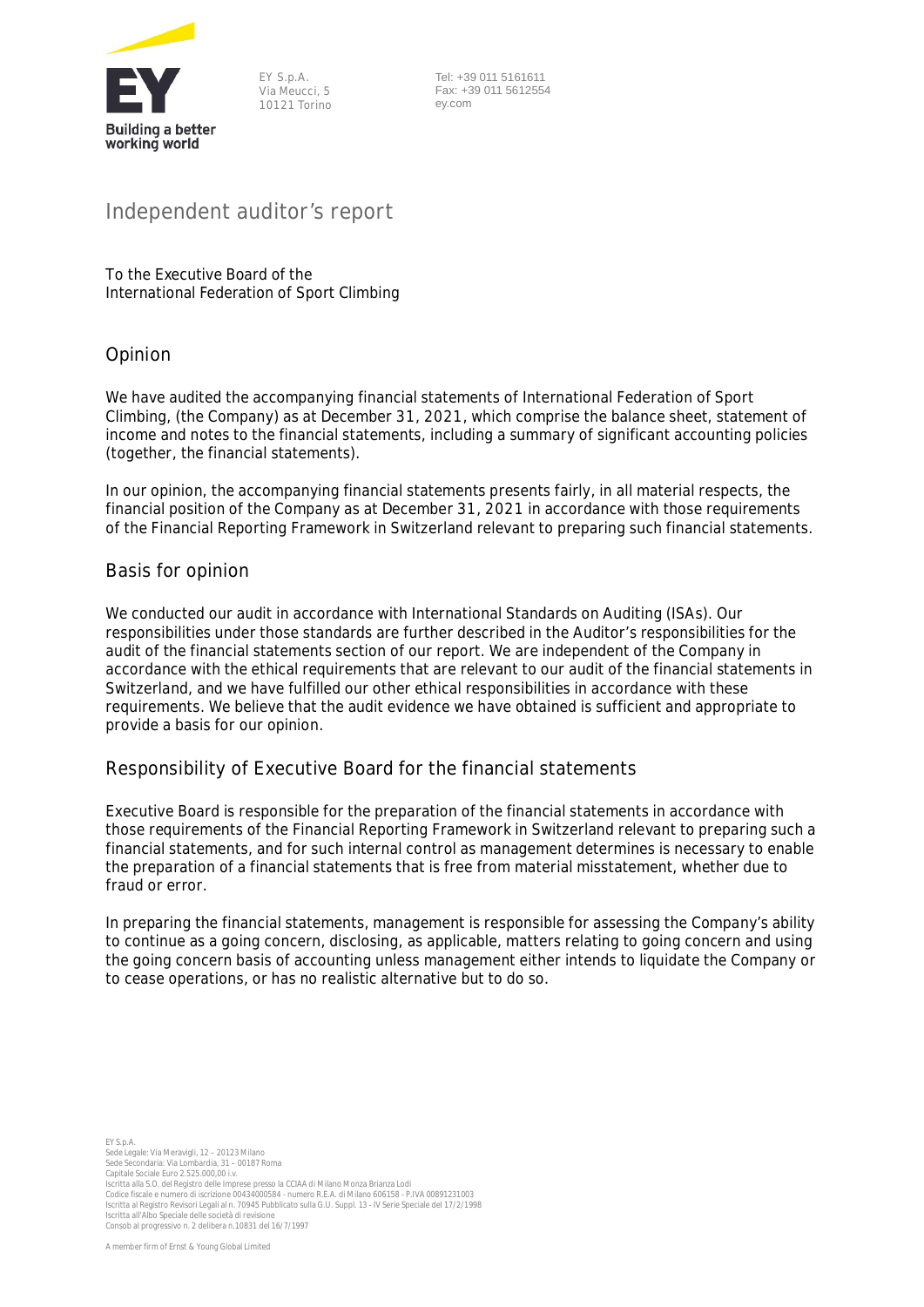EY S.p.A.
Via Meucci, 5
10121 Torino

Tel: +39 011 5161611
Fax: +39 011 5612554
ey.com

# Independent auditor's report

To the Executive Board of the
International Federation of Sport Climbing

## Opinion

We have audited the accompanying financial statements of International Federation of Sport Climbing, (the Company) as at December 31, 2021, which comprise the balance sheet, statement of income and notes to the financial statements, including a summary of significant accounting policies (together, the financial statements).

In our opinion, the accompanying financial statements presents fairly, in all material respects, the financial position of the Company as at December 31, 2021 in accordance with those requirements of the Financial Reporting Framework in Switzerland relevant to preparing such financial statements.

## Basis for opinion

We conducted our audit in accordance with International Standards on Auditing (ISAs). Our responsibilities under those standards are further described in the Auditor's responsibilities for the audit of the financial statements section of our report. We are independent of the Company in accordance with the ethical requirements that are relevant to our audit of the financial statements in Switzerland, and we have fulfilled our other ethical responsibilities in accordance with these requirements. We believe that the audit evidence we have obtained is sufficient and appropriate to provide a basis for our opinion.

## Responsibility of Executive Board for the financial statements

Executive Board is responsible for the preparation of the financial statements in accordance with those requirements of the Financial Reporting Framework in Switzerland relevant to preparing such a financial statements, and for such internal control as management determines is necessary to enable the preparation of a financial statements that is free from material misstatement, whether due to fraud or error.

In preparing the financial statements, management is responsible for assessing the Company's ability to continue as a going concern, disclosing, as applicable, matters relating to going concern and using the going concern basis of accounting unless management either intends to liquidate the Company or to cease operations, or has no realistic alternative but to do so.

EY S.p.A.
Sede Legale: Via Meravigli, 12 – 20123 Milano
Sede Secondaria: Via Lombardia, 31 – 00187 Roma
Capitale Sociale Euro 2.525.000,00 i.v.
Iscritta alla S.O. del Registro delle Imprese presso la CCIAA di Milano Monza Brianza Lodi
Codice fiscale e numero di iscrizione 00434000584 – numero R.E.A. di Milano 606158 - P.IVA 00891231003
Iscritta al Registro Revisori Legali al n. 70945 Pubblicato sulla G.U. Suppl. 13 - IV Serie Speciale del 17/2/1998
Iscritta all'Albo Speciale delle società di revisione
Consob al progressivo n. 2 delibera n.10831 del 16/7/1997

A member firm of Ernst & Young Global Limited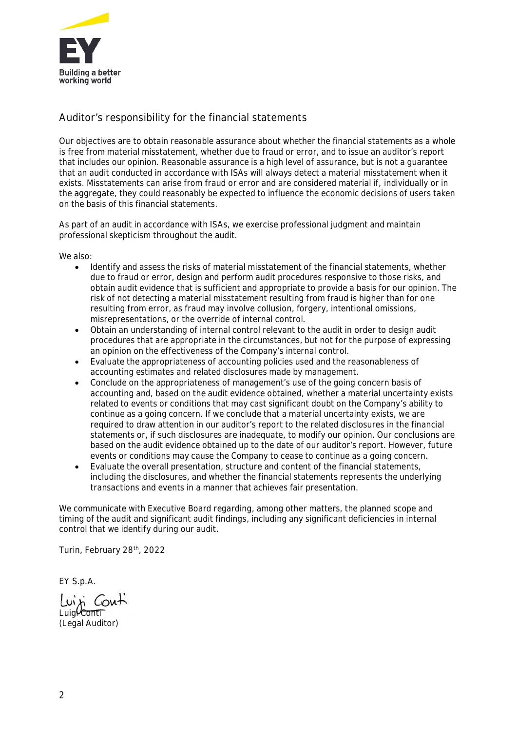## Auditor's responsibility for the financial statements

Our objectives are to obtain reasonable assurance about whether the financial statements as a whole is free from material misstatement, whether due to fraud or error, and to issue an auditor's report that includes our opinion. Reasonable assurance is a high level of assurance, but is not a guarantee that an audit conducted in accordance with ISAs will always detect a material misstatement when it exists. Misstatements can arise from fraud or error and are considered material if, individually or in the aggregate, they could reasonably be expected to influence the economic decisions of users taken on the basis of this financial statements.

As part of an audit in accordance with ISAs, we exercise professional judgment and maintain professional skepticism throughout the audit.

We also:

- Identify and assess the risks of material misstatement of the financial statements, whether due to fraud or error, design and perform audit procedures responsive to those risks, and obtain audit evidence that is sufficient and appropriate to provide a basis for our opinion. The risk of not detecting a material misstatement resulting from fraud is higher than for one resulting from error, as fraud may involve collusion, forgery, intentional omissions, misrepresentations, or the override of internal control.
- Obtain an understanding of internal control relevant to the audit in order to design audit procedures that are appropriate in the circumstances, but not for the purpose of expressing an opinion on the effectiveness of the Company's internal control.
- Evaluate the appropriateness of accounting policies used and the reasonableness of accounting estimates and related disclosures made by management.
- Conclude on the appropriateness of management's use of the going concern basis of accounting and, based on the audit evidence obtained, whether a material uncertainty exists related to events or conditions that may cast significant doubt on the Company's ability to continue as a going concern. If we conclude that a material uncertainty exists, we are required to draw attention in our auditor's report to the related disclosures in the financial statements or, if such disclosures are inadequate, to modify our opinion. Our conclusions are based on the audit evidence obtained up to the date of our auditor's report. However, future events or conditions may cause the Company to cease to continue as a going concern.
- Evaluate the overall presentation, structure and content of the financial statements, including the disclosures, and whether the financial statements represents the underlying transactions and events in a manner that achieves fair presentation.

We communicate with Executive Board regarding, among other matters, the planned scope and timing of the audit and significant audit findings, including any significant deficiencies in internal control that we identify during our audit.

Turin, February 28th, 2022

EY S.p.A.

Luigi Conti
(Legal Auditor)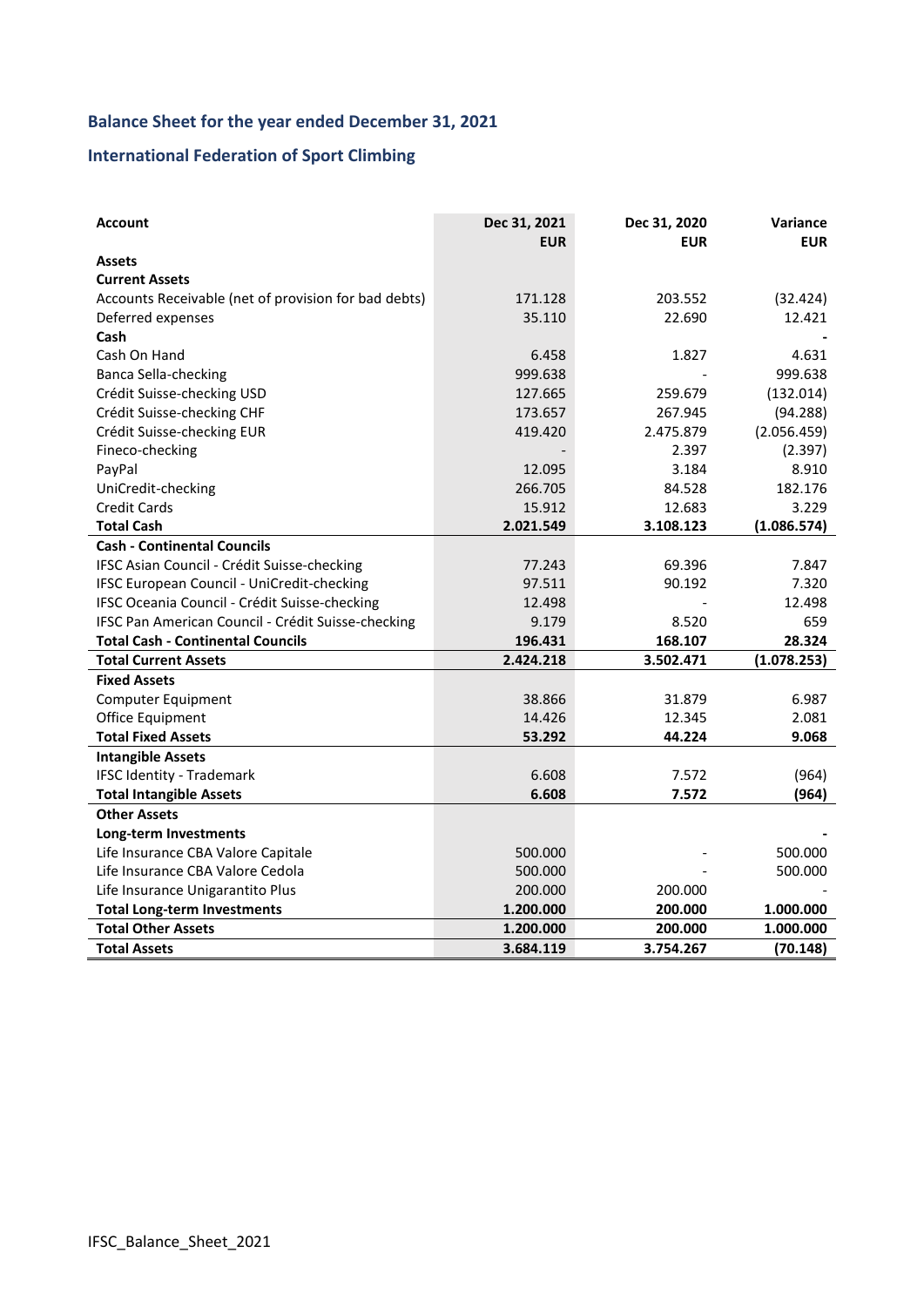## Balance Sheet for the year ended December 31, 2021

## International Federation of Sport Climbing

| Account | Dec 31, 2021 EUR | Dec 31, 2020 EUR | Variance EUR |
|---|---|---|---|
| **Assets** | | | |
| **Current Assets** | | | |
| Accounts Receivable (net of provision for bad debts) | 171.128 | 203.552 | (32.424) |
| Deferred expenses | 35.110 | 22.690 | 12.421 |
| **Cash** | | | - |
| Cash On Hand | 6.458 | 1.827 | 4.631 |
| Banca Sella-checking | 999.638 | - | 999.638 |
| Crédit Suisse-checking USD | 127.665 | 259.679 | (132.014) |
| Crédit Suisse-checking CHF | 173.657 | 267.945 | (94.288) |
| Crédit Suisse-checking EUR | 419.420 | 2.475.879 | (2.056.459) |
| Fineco-checking | - | 2.397 | (2.397) |
| PayPal | 12.095 | 3.184 | 8.910 |
| UniCredit-checking | 266.705 | 84.528 | 182.176 |
| Credit Cards | 15.912 | 12.683 | 3.229 |
| **Total Cash** | **2.021.549** | **3.108.123** | **(1.086.574)** |
| **Cash - Continental Councils** | | | |
| IFSC Asian Council - Crédit Suisse-checking | 77.243 | 69.396 | 7.847 |
| IFSC European Council - UniCredit-checking | 97.511 | 90.192 | 7.320 |
| IFSC Oceania Council - Crédit Suisse-checking | 12.498 | - | 12.498 |
| IFSC Pan American Council - Crédit Suisse-checking | 9.179 | 8.520 | 659 |
| **Total Cash - Continental Councils** | **196.431** | **168.107** | **28.324** |
| **Total Current Assets** | **2.424.218** | **3.502.471** | **(1.078.253)** |
| **Fixed Assets** | | | |
| Computer Equipment | 38.866 | 31.879 | 6.987 |
| Office Equipment | 14.426 | 12.345 | 2.081 |
| **Total Fixed Assets** | **53.292** | **44.224** | **9.068** |
| **Intangible Assets** | | | |
| IFSC Identity - Trademark | 6.608 | 7.572 | (964) |
| **Total Intangible Assets** | **6.608** | **7.572** | **(964)** |
| **Other Assets** | | | |
| **Long-term Investments** | | | **-** |
| Life Insurance CBA Valore Capitale | 500.000 | - | 500.000 |
| Life Insurance CBA Valore Cedola | 500.000 | - | 500.000 |
| Life Insurance Unigarantito Plus | 200.000 | 200.000 | - |
| **Total Long-term Investments** | **1.200.000** | **200.000** | **1.000.000** |
| **Total Other Assets** | **1.200.000** | **200.000** | **1.000.000** |
| **Total Assets** | **3.684.119** | **3.754.267** | **(70.148)** |

IFSC_Balance_Sheet_2021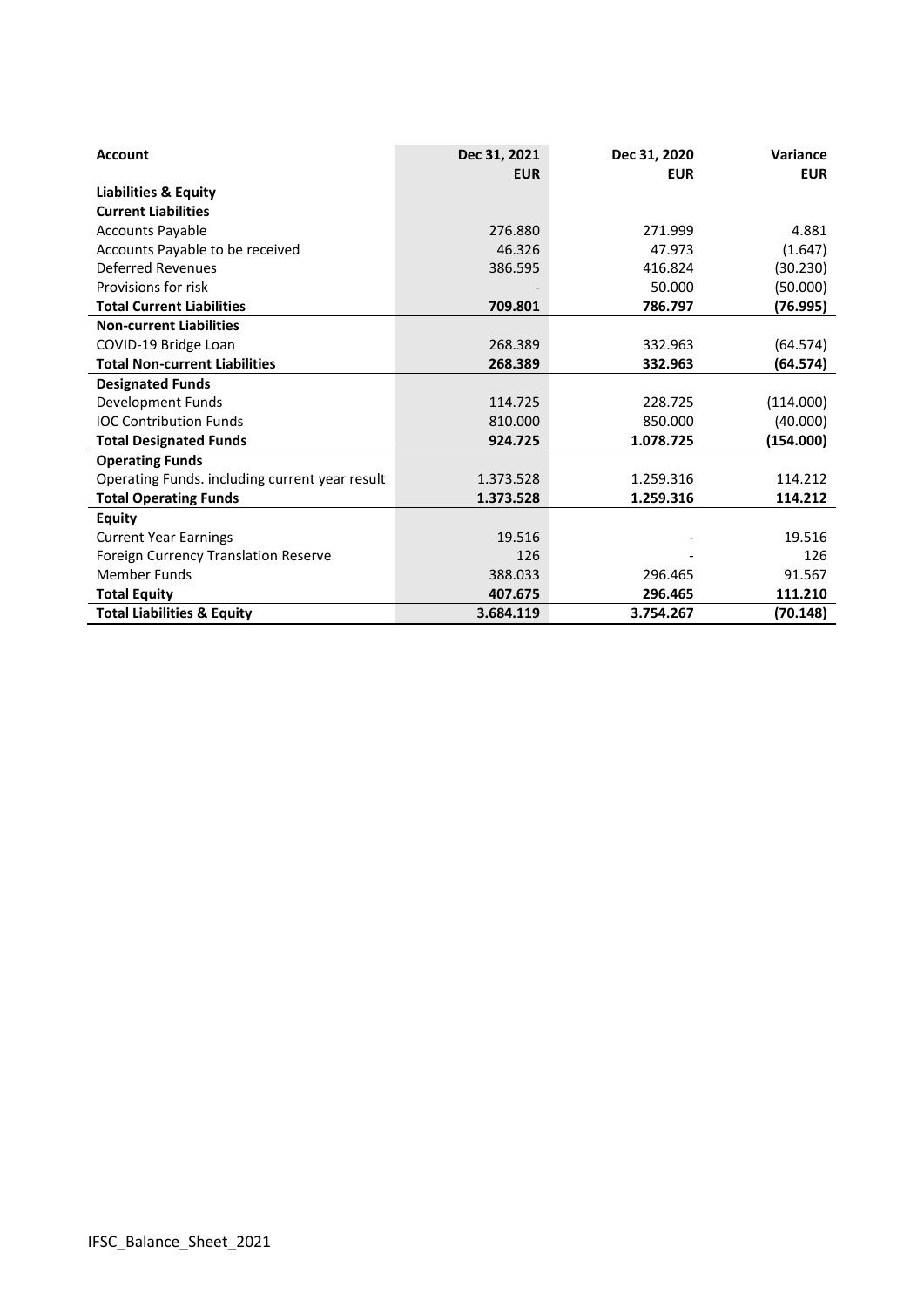| Account | Dec 31, 2021<br>EUR | Dec 31, 2020<br>EUR | Variance<br>EUR |
|---|---|---|---|
| **Liabilities & Equity** | | | |
| **Current Liabilities** | | | |
| Accounts Payable | 276.880 | 271.999 | 4.881 |
| Accounts Payable to be received | 46.326 | 47.973 | (1.647) |
| Deferred Revenues | 386.595 | 416.824 | (30.230) |
| Provisions for risk | - | 50.000 | (50.000) |
| **Total Current Liabilities** | **709.801** | **786.797** | **(76.995)** |
| **Non-current Liabilities** | | | |
| COVID-19 Bridge Loan | 268.389 | 332.963 | (64.574) |
| **Total Non-current Liabilities** | **268.389** | **332.963** | **(64.574)** |
| **Designated Funds** | | | |
| Development Funds | 114.725 | 228.725 | (114.000) |
| IOC Contribution Funds | 810.000 | 850.000 | (40.000) |
| **Total Designated Funds** | **924.725** | **1.078.725** | **(154.000)** |
| **Operating Funds** | | | |
| Operating Funds. including current year result | 1.373.528 | 1.259.316 | 114.212 |
| **Total Operating Funds** | **1.373.528** | **1.259.316** | **114.212** |
| **Equity** | | | |
| Current Year Earnings | 19.516 | - | 19.516 |
| Foreign Currency Translation Reserve | 126 | - | 126 |
| Member Funds | 388.033 | 296.465 | 91.567 |
| **Total Equity** | **407.675** | **296.465** | **111.210** |
| **Total Liabilities & Equity** | **3.684.119** | **3.754.267** | **(70.148)** |

IFSC_Balance_Sheet_2021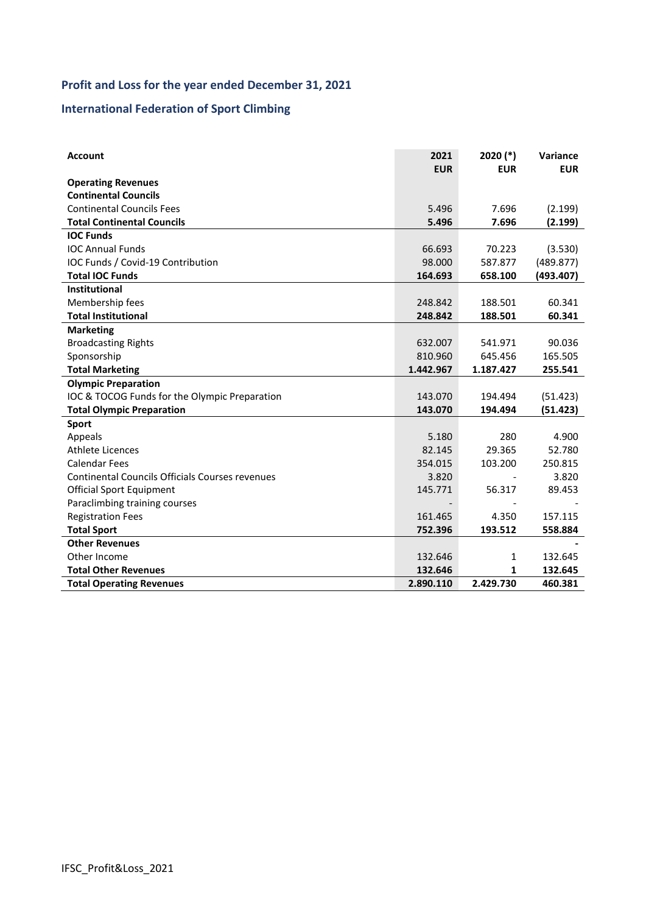## Profit and Loss for the year ended December 31, 2021

## International Federation of Sport Climbing

| Account | 2021<br>EUR | 2020 (*)<br>EUR | Variance<br>EUR |
|---|---|---|---|
| **Operating Revenues** | | | |
| **Continental Councils** | | | |
| Continental Councils Fees | 5.496 | 7.696 | (2.199) |
| **Total Continental Councils** | **5.496** | **7.696** | **(2.199)** |
| **IOC Funds** | | | |
| IOC Annual Funds | 66.693 | 70.223 | (3.530) |
| IOC Funds / Covid-19 Contribution | 98.000 | 587.877 | (489.877) |
| **Total IOC Funds** | **164.693** | **658.100** | **(493.407)** |
| **Institutional** | | | |
| Membership fees | 248.842 | 188.501 | 60.341 |
| **Total Institutional** | **248.842** | **188.501** | **60.341** |
| **Marketing** | | | |
| Broadcasting Rights | 632.007 | 541.971 | 90.036 |
| Sponsorship | 810.960 | 645.456 | 165.505 |
| **Total Marketing** | **1.442.967** | **1.187.427** | **255.541** |
| **Olympic Preparation** | | | |
| IOC & TOCOG Funds for the Olympic Preparation | 143.070 | 194.494 | (51.423) |
| **Total Olympic Preparation** | **143.070** | **194.494** | **(51.423)** |
| **Sport** | | | |
| Appeals | 5.180 | 280 | 4.900 |
| Athlete Licences | 82.145 | 29.365 | 52.780 |
| Calendar Fees | 354.015 | 103.200 | 250.815 |
| Continental Councils Officials Courses revenues | 3.820 | - | 3.820 |
| Official Sport Equipment | 145.771 | 56.317 | 89.453 |
| Paraclimbing training courses | - | - | - |
| Registration Fees | 161.465 | 4.350 | 157.115 |
| **Total Sport** | **752.396** | **193.512** | **558.884** |
| **Other Revenues** | | | **-** |
| Other Income | 132.646 | 1 | 132.645 |
| **Total Other Revenues** | **132.646** | **1** | **132.645** |
| **Total Operating Revenues** | **2.890.110** | **2.429.730** | **460.381** |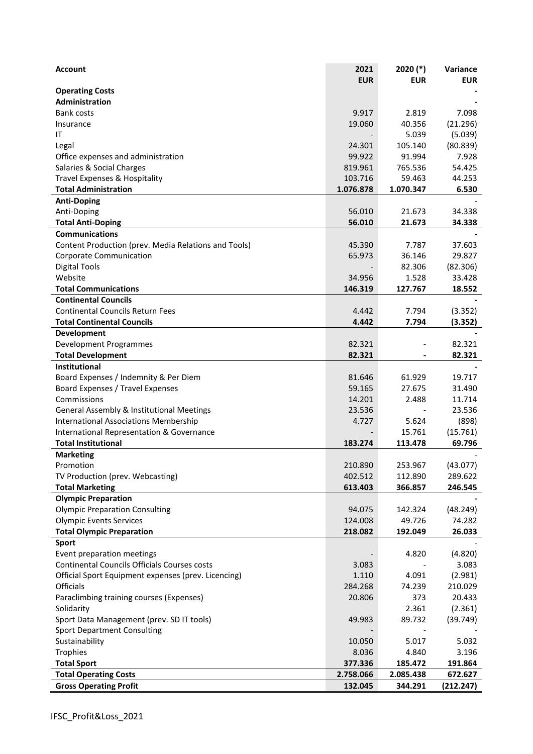| Account | 2021 EUR | 2020 (*) EUR | Variance EUR |
|---|---|---|---|
| **Operating Costs** | | | - |
| **Administration** | | | - |
| Bank costs | 9.917 | 2.819 | 7.098 |
| Insurance | 19.060 | 40.356 | (21.296) |
| IT | - | 5.039 | (5.039) |
| Legal | 24.301 | 105.140 | (80.839) |
| Office expenses and administration | 99.922 | 91.994 | 7.928 |
| Salaries & Social Charges | 819.961 | 765.536 | 54.425 |
| Travel Expenses & Hospitality | 103.716 | 59.463 | 44.253 |
| **Total Administration** | **1.076.878** | **1.070.347** | **6.530** |
| **Anti-Doping** | | | - |
| Anti-Doping | 56.010 | 21.673 | 34.338 |
| **Total Anti-Doping** | **56.010** | **21.673** | **34.338** |
| **Communications** | | | - |
| Content Production (prev. Media Relations and Tools) | 45.390 | 7.787 | 37.603 |
| Corporate Communication | 65.973 | 36.146 | 29.827 |
| Digital Tools | - | 82.306 | (82.306) |
| Website | 34.956 | 1.528 | 33.428 |
| **Total Communications** | **146.319** | **127.767** | **18.552** |
| **Continental Councils** | | | - |
| Continental Councils Return Fees | 4.442 | 7.794 | (3.352) |
| **Total Continental Councils** | **4.442** | **7.794** | **(3.352)** |
| **Development** | | | - |
| Development Programmes | 82.321 | - | 82.321 |
| **Total Development** | **82.321** | **-** | **82.321** |
| **Institutional** | | | - |
| Board Expenses / Indemnity & Per Diem | 81.646 | 61.929 | 19.717 |
| Board Expenses / Travel Expenses | 59.165 | 27.675 | 31.490 |
| Commissions | 14.201 | 2.488 | 11.714 |
| General Assembly & Institutional Meetings | 23.536 | - | 23.536 |
| International Associations Membership | 4.727 | 5.624 | (898) |
| International Representation & Governance | - | 15.761 | (15.761) |
| **Total Institutional** | **183.274** | **113.478** | **69.796** |
| **Marketing** | | | - |
| Promotion | 210.890 | 253.967 | (43.077) |
| TV Production (prev. Webcasting) | 402.512 | 112.890 | 289.622 |
| **Total Marketing** | **613.403** | **366.857** | **246.545** |
| **Olympic Preparation** | | | - |
| Olympic Preparation Consulting | 94.075 | 142.324 | (48.249) |
| Olympic Events Services | 124.008 | 49.726 | 74.282 |
| **Total Olympic Preparation** | **218.082** | **192.049** | **26.033** |
| **Sport** | | | - |
| Event preparation meetings | - | 4.820 | (4.820) |
| Continental Councils Officials Courses costs | 3.083 | - | 3.083 |
| Official Sport Equipment expenses (prev. Licencing) | 1.110 | 4.091 | (2.981) |
| Officials | 284.268 | 74.239 | 210.029 |
| Paraclimbing training courses (Expenses) | 20.806 | 373 | 20.433 |
| Solidarity | | 2.361 | (2.361) |
| Sport Data Management (prev. SD IT tools) | 49.983 | 89.732 | (39.749) |
| Sport Department Consulting | - | - | - |
| Sustainability | 10.050 | 5.017 | 5.032 |
| Trophies | 8.036 | 4.840 | 3.196 |
| **Total Sport** | **377.336** | **185.472** | **191.864** |
| **Total Operating Costs** | **2.758.066** | **2.085.438** | **672.627** |
| **Gross Operating Profit** | **132.045** | **344.291** | **(212.247)** |

IFSC_Profit&Loss_2021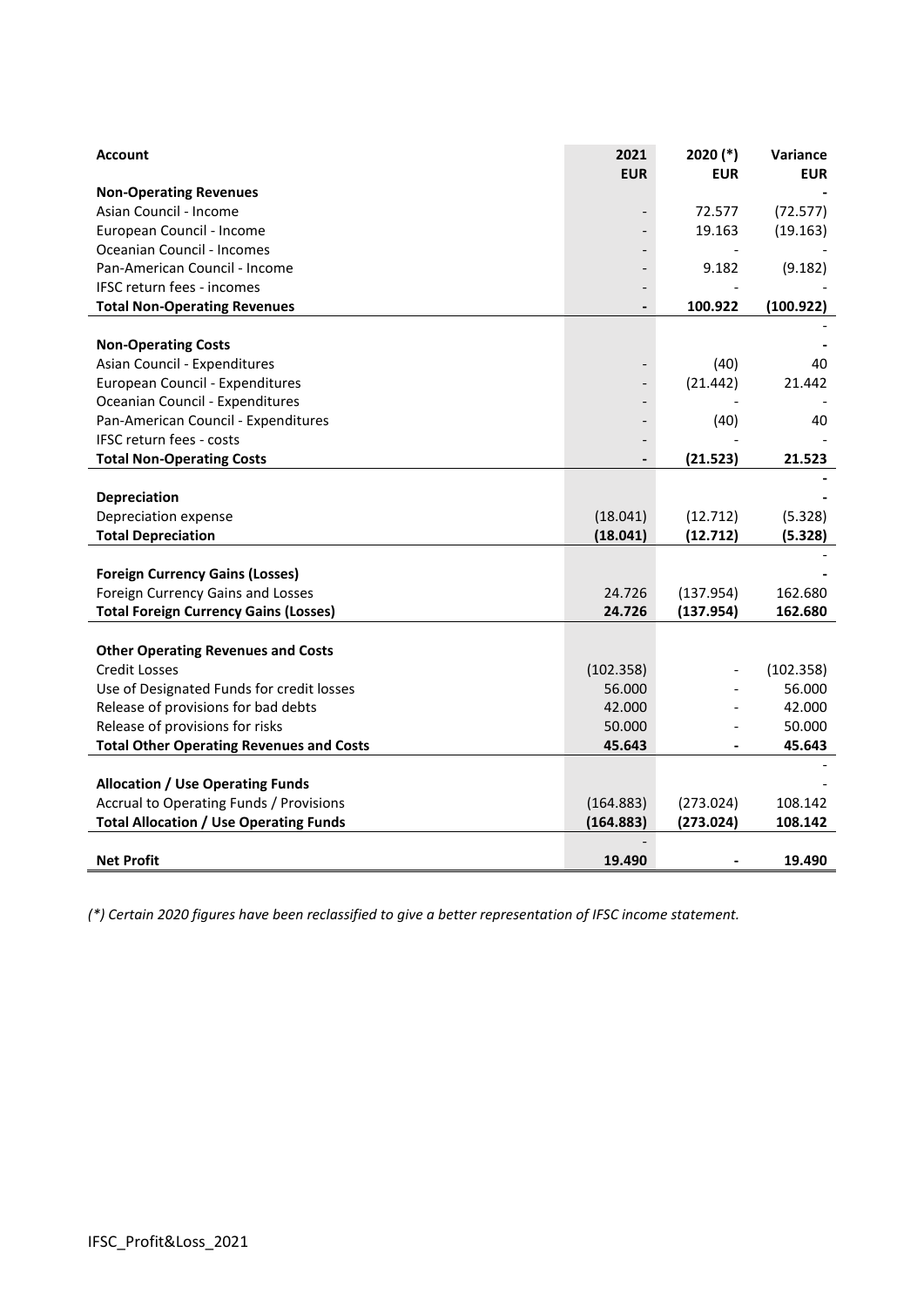| Account | 2021 EUR | 2020 (*) EUR | Variance EUR |
|---|---|---|---|
| **Non-Operating Revenues** | | | - |
| Asian Council - Income | - | 72.577 | (72.577) |
| European Council - Income | - | 19.163 | (19.163) |
| Oceanian Council - Incomes | - | - | - |
| Pan-American Council - Income | - | 9.182 | (9.182) |
| IFSC return fees - incomes | - | - | - |
| **Total Non-Operating Revenues** | **-** | **100.922** | **(100.922)** |
| | | | - |
| **Non-Operating Costs** | | | - |
| Asian Council - Expenditures | - | (40) | 40 |
| European Council - Expenditures | - | (21.442) | 21.442 |
| Oceanian Council - Expenditures | - | - | - |
| Pan-American Council - Expenditures | - | (40) | 40 |
| IFSC return fees - costs | - | - | - |
| **Total Non-Operating Costs** | **-** | **(21.523)** | **21.523** |
| | | | - |
| **Depreciation** | | | - |
| Depreciation expense | (18.041) | (12.712) | (5.328) |
| **Total Depreciation** | **(18.041)** | **(12.712)** | **(5.328)** |
| | | | - |
| **Foreign Currency Gains (Losses)** | | | - |
| Foreign Currency Gains and Losses | 24.726 | (137.954) | 162.680 |
| **Total Foreign Currency Gains (Losses)** | **24.726** | **(137.954)** | **162.680** |
| | | | |
| **Other Operating Revenues and Costs** | | | |
| Credit Losses | (102.358) | - | (102.358) |
| Use of Designated Funds for credit losses | 56.000 | - | 56.000 |
| Release of provisions for bad debts | 42.000 | - | 42.000 |
| Release of provisions for risks | 50.000 | - | 50.000 |
| **Total Other Operating Revenues and Costs** | **45.643** | **-** | **45.643** |
| | | | - |
| **Allocation / Use Operating Funds** | | | - |
| Accrual to Operating Funds / Provisions | (164.883) | (273.024) | 108.142 |
| **Total Allocation / Use Operating Funds** | **(164.883)** | **(273.024)** | **108.142** |
| | - | | |
| **Net Profit** | **19.490** | **-** | **19.490** |

*(\*) Certain 2020 figures have been reclassified to give a better representation of IFSC income statement.*

IFSC_Profit&Loss_2021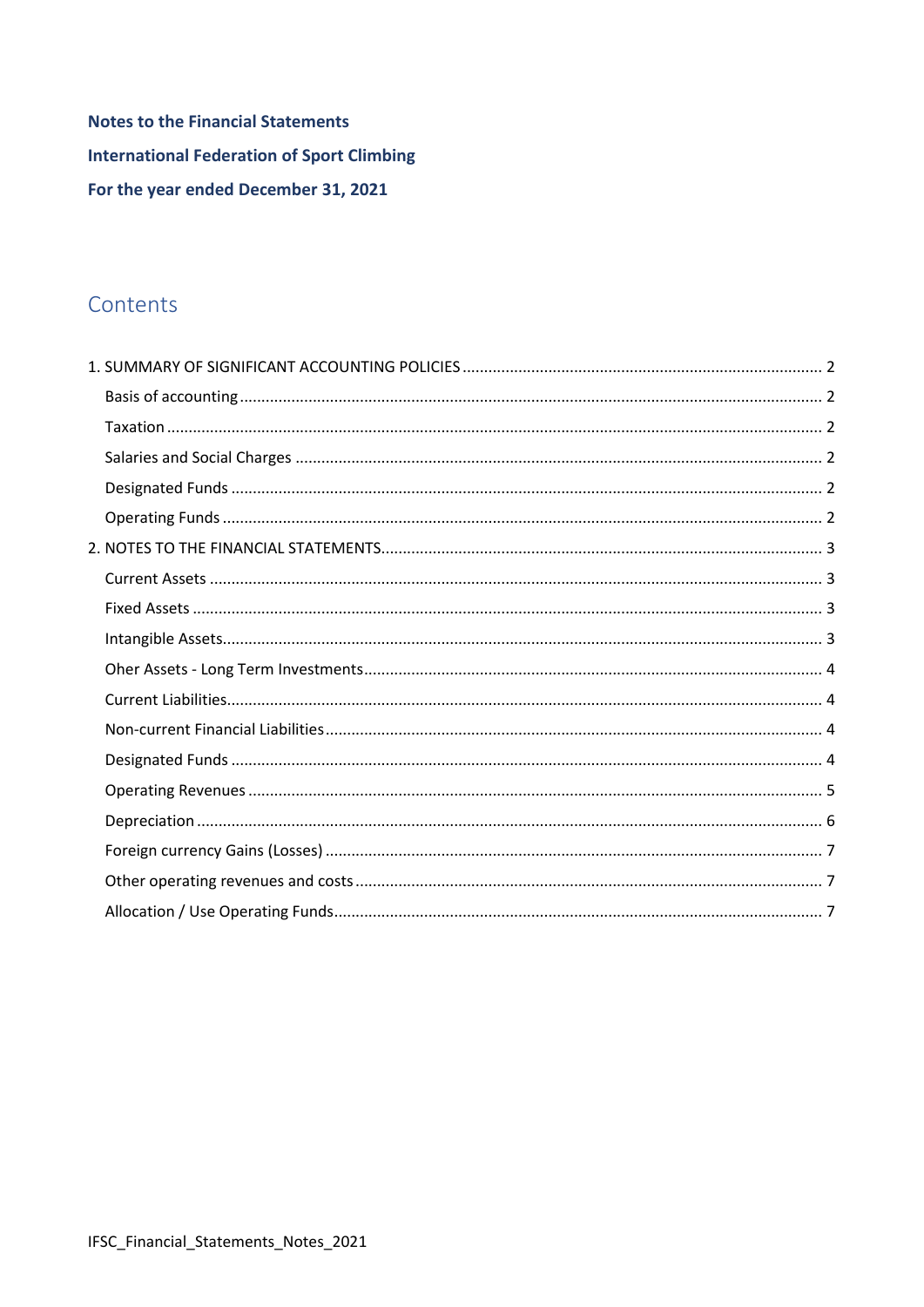**Notes to the Financial Statements**

**International Federation of Sport Climbing**

**For the year ended December 31, 2021**

## Contents

1. SUMMARY OF SIGNIFICANT ACCOUNTING POLICIES ..... 2
   - Basis of accounting ..... 2
   - Taxation ..... 2
   - Salaries and Social Charges ..... 2
   - Designated Funds ..... 2
   - Operating Funds ..... 2
2. NOTES TO THE FINANCIAL STATEMENTS ..... 3
   - Current Assets ..... 3
   - Fixed Assets ..... 3
   - Intangible Assets ..... 3
   - Oher Assets - Long Term Investments ..... 4
   - Current Liabilities ..... 4
   - Non-current Financial Liabilities ..... 4
   - Designated Funds ..... 4
   - Operating Revenues ..... 5
   - Depreciation ..... 6
   - Foreign currency Gains (Losses) ..... 7
   - Other operating revenues and costs ..... 7
   - Allocation / Use Operating Funds ..... 7

IFSC_Financial_Statements_Notes_2021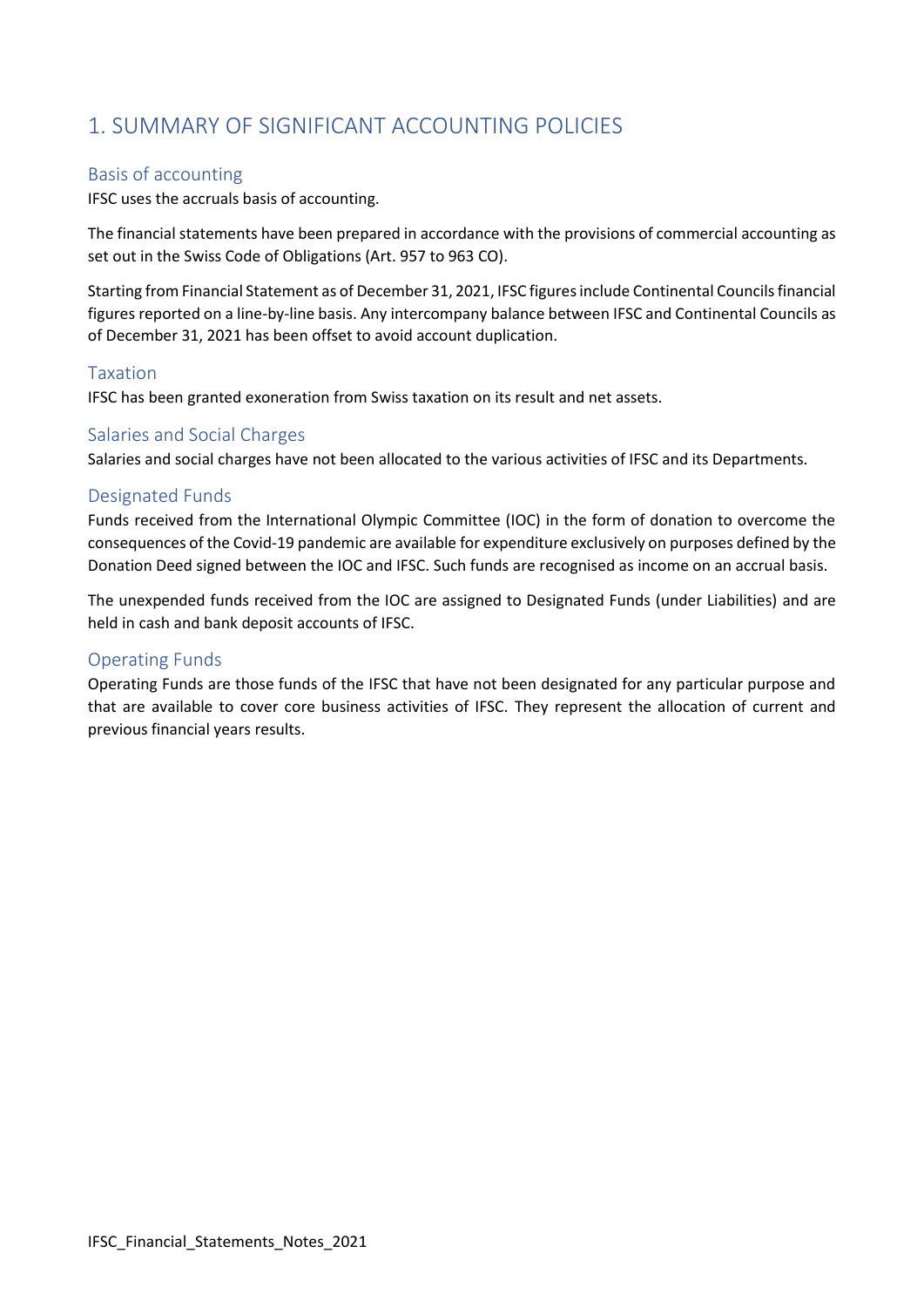# 1. SUMMARY OF SIGNIFICANT ACCOUNTING POLICIES

## Basis of accounting

IFSC uses the accruals basis of accounting.

The financial statements have been prepared in accordance with the provisions of commercial accounting as set out in the Swiss Code of Obligations (Art. 957 to 963 CO).

Starting from Financial Statement as of December 31, 2021, IFSC figures include Continental Councils financial figures reported on a line-by-line basis. Any intercompany balance between IFSC and Continental Councils as of December 31, 2021 has been offset to avoid account duplication.

## Taxation

IFSC has been granted exoneration from Swiss taxation on its result and net assets.

## Salaries and Social Charges

Salaries and social charges have not been allocated to the various activities of IFSC and its Departments.

## Designated Funds

Funds received from the International Olympic Committee (IOC) in the form of donation to overcome the consequences of the Covid-19 pandemic are available for expenditure exclusively on purposes defined by the Donation Deed signed between the IOC and IFSC. Such funds are recognised as income on an accrual basis.

The unexpended funds received from the IOC are assigned to Designated Funds (under Liabilities) and are held in cash and bank deposit accounts of IFSC.

## Operating Funds

Operating Funds are those funds of the IFSC that have not been designated for any particular purpose and that are available to cover core business activities of IFSC. They represent the allocation of current and previous financial years results.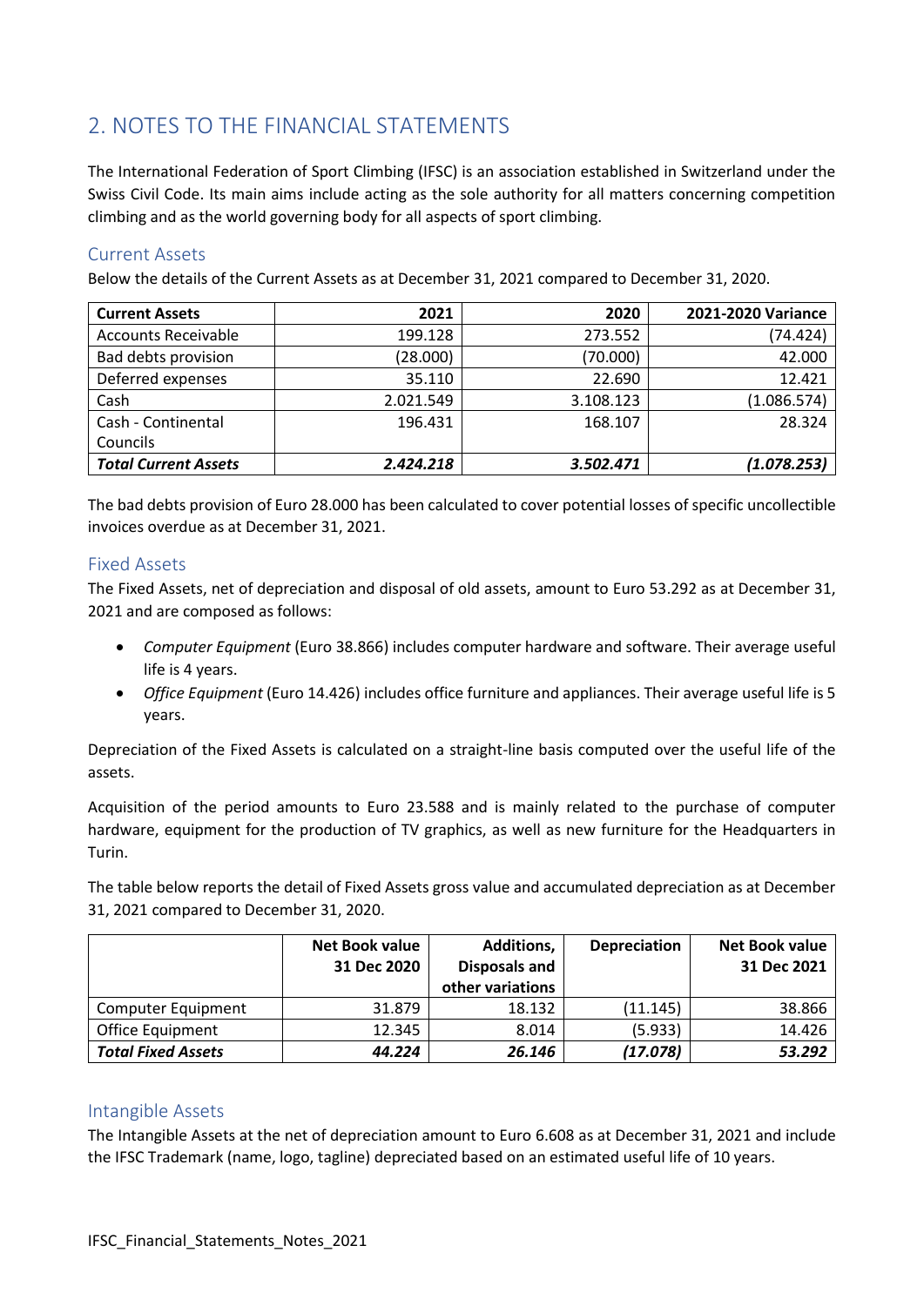## 2. NOTES TO THE FINANCIAL STATEMENTS

The International Federation of Sport Climbing (IFSC) is an association established in Switzerland under the Swiss Civil Code. Its main aims include acting as the sole authority for all matters concerning competition climbing and as the world governing body for all aspects of sport climbing.

### Current Assets

Below the details of the Current Assets as at December 31, 2021 compared to December 31, 2020.

| **Current Assets** | **2021** | **2020** | **2021-2020 Variance** |
|---|---:|---:|---:|
| Accounts Receivable | 199.128 | 273.552 | (74.424) |
| Bad debts provision | (28.000) | (70.000) | 42.000 |
| Deferred expenses | 35.110 | 22.690 | 12.421 |
| Cash | 2.021.549 | 3.108.123 | (1.086.574) |
| Cash - Continental Councils | 196.431 | 168.107 | 28.324 |
| ***Total Current Assets*** | ***2.424.218*** | ***3.502.471*** | ***(1.078.253)*** |

The bad debts provision of Euro 28.000 has been calculated to cover potential losses of specific uncollectible invoices overdue as at December 31, 2021.

### Fixed Assets

The Fixed Assets, net of depreciation and disposal of old assets, amount to Euro 53.292 as at December 31, 2021 and are composed as follows:

- *Computer Equipment* (Euro 38.866) includes computer hardware and software. Their average useful life is 4 years.
- *Office Equipment* (Euro 14.426) includes office furniture and appliances. Their average useful life is 5 years.

Depreciation of the Fixed Assets is calculated on a straight-line basis computed over the useful life of the assets.

Acquisition of the period amounts to Euro 23.588 and is mainly related to the purchase of computer hardware, equipment for the production of TV graphics, as well as new furniture for the Headquarters in Turin.

The table below reports the detail of Fixed Assets gross value and accumulated depreciation as at December 31, 2021 compared to December 31, 2020.

| | **Net Book value 31 Dec 2020** | **Additions, Disposals and other variations** | **Depreciation** | **Net Book value 31 Dec 2021** |
|---|---:|---:|---:|---:|
| Computer Equipment | 31.879 | 18.132 | (11.145) | 38.866 |
| Office Equipment | 12.345 | 8.014 | (5.933) | 14.426 |
| ***Total Fixed Assets*** | ***44.224*** | ***26.146*** | ***(17.078)*** | ***53.292*** |

### Intangible Assets

The Intangible Assets at the net of depreciation amount to Euro 6.608 as at December 31, 2021 and include the IFSC Trademark (name, logo, tagline) depreciated based on an estimated useful life of 10 years.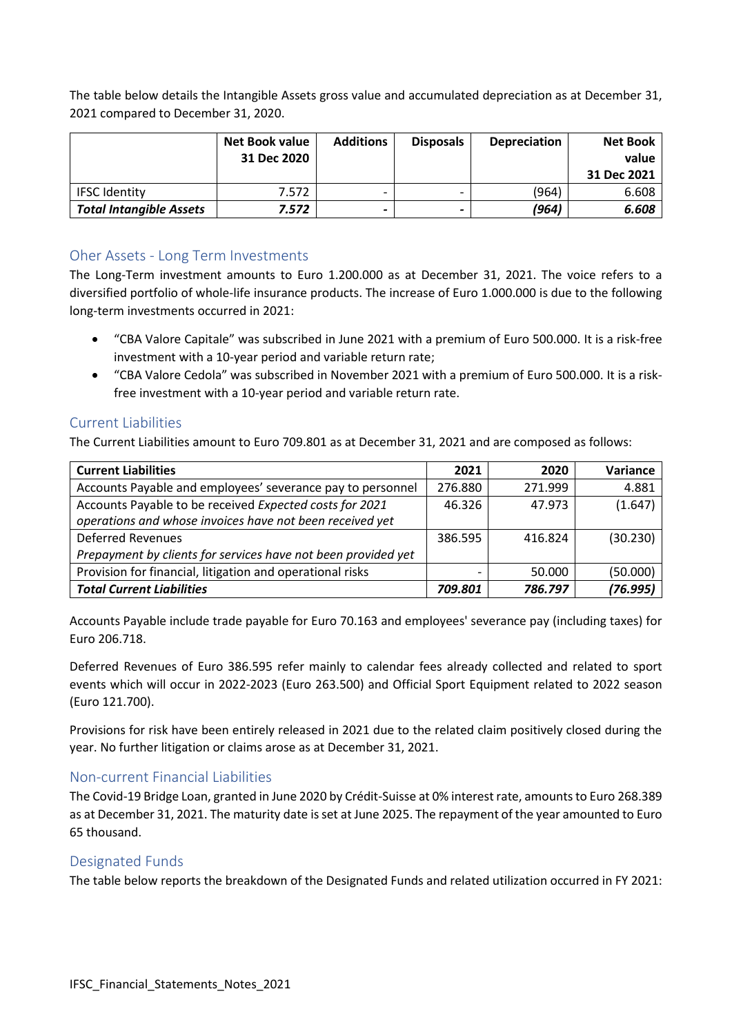The table below details the Intangible Assets gross value and accumulated depreciation as at December 31, 2021 compared to December 31, 2020.

| | Net Book value 31 Dec 2020 | Additions | Disposals | Depreciation | Net Book value 31 Dec 2021 |
|---|---|---|---|---|---|
| IFSC Identity | 7.572 | - | - | (964) | 6.608 |
| ***Total Intangible Assets*** | ***7.572*** | **-** | **-** | ***(964)*** | ***6.608*** |

## Oher Assets - Long Term Investments

The Long-Term investment amounts to Euro 1.200.000 as at December 31, 2021. The voice refers to a diversified portfolio of whole-life insurance products. The increase of Euro 1.000.000 is due to the following long-term investments occurred in 2021:

- "CBA Valore Capitale" was subscribed in June 2021 with a premium of Euro 500.000. It is a risk-free investment with a 10-year period and variable return rate;
- "CBA Valore Cedola" was subscribed in November 2021 with a premium of Euro 500.000. It is a risk-free investment with a 10-year period and variable return rate.

## Current Liabilities

The Current Liabilities amount to Euro 709.801 as at December 31, 2021 and are composed as follows:

| Current Liabilities | 2021 | 2020 | Variance |
|---|---|---|---|
| Accounts Payable and employees' severance pay to personnel | 276.880 | 271.999 | 4.881 |
| Accounts Payable to be received *Expected costs for 2021 operations and whose invoices have not been received yet* | 46.326 | 47.973 | (1.647) |
| Deferred Revenues *Prepayment by clients for services have not been provided yet* | 386.595 | 416.824 | (30.230) |
| Provision for financial, litigation and operational risks | - | 50.000 | (50.000) |
| ***Total Current Liabilities*** | ***709.801*** | ***786.797*** | ***(76.995)*** |

Accounts Payable include trade payable for Euro 70.163 and employees' severance pay (including taxes) for Euro 206.718.

Deferred Revenues of Euro 386.595 refer mainly to calendar fees already collected and related to sport events which will occur in 2022-2023 (Euro 263.500) and Official Sport Equipment related to 2022 season (Euro 121.700).

Provisions for risk have been entirely released in 2021 due to the related claim positively closed during the year. No further litigation or claims arose as at December 31, 2021.

## Non-current Financial Liabilities

The Covid-19 Bridge Loan, granted in June 2020 by Crédit-Suisse at 0% interest rate, amounts to Euro 268.389 as at December 31, 2021. The maturity date is set at June 2025. The repayment of the year amounted to Euro 65 thousand.

## Designated Funds

The table below reports the breakdown of the Designated Funds and related utilization occurred in FY 2021: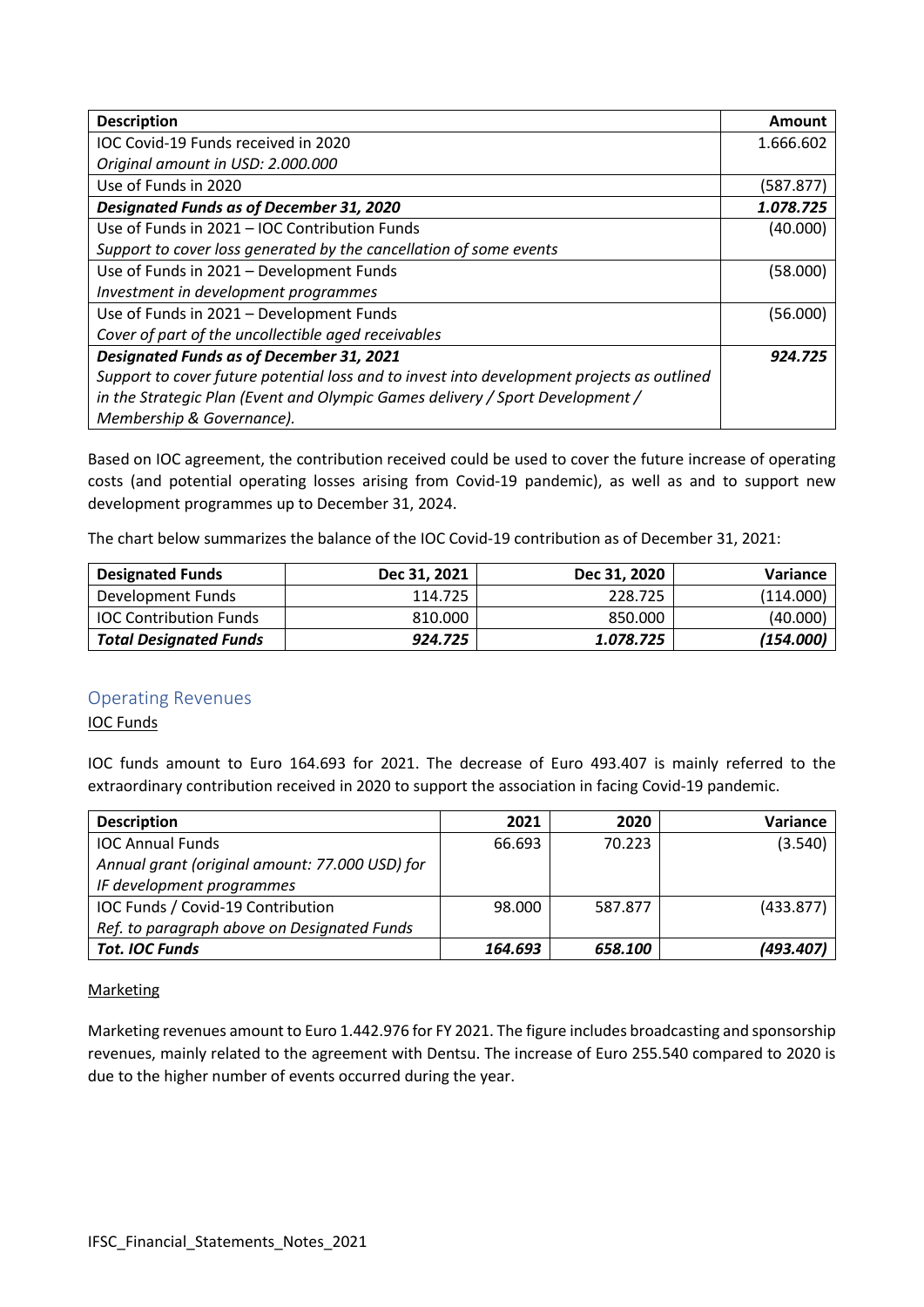| Description | Amount |
|---|---|
| IOC Covid-19 Funds received in 2020<br>*Original amount in USD: 2.000.000* | 1.666.602 |
| Use of Funds in 2020 | (587.877) |
| ***Designated Funds as of December 31, 2020*** | ***1.078.725*** |
| Use of Funds in 2021 – IOC Contribution Funds<br>*Support to cover loss generated by the cancellation of some events* | (40.000) |
| Use of Funds in 2021 – Development Funds<br>*Investment in development programmes* | (58.000) |
| Use of Funds in 2021 – Development Funds<br>*Cover of part of the uncollectible aged receivables* | (56.000) |
| ***Designated Funds as of December 31, 2021***<br>*Support to cover future potential loss and to invest into development projects as outlined in the Strategic Plan (Event and Olympic Games delivery / Sport Development / Membership & Governance).* | ***924.725*** |

Based on IOC agreement, the contribution received could be used to cover the future increase of operating costs (and potential operating losses arising from Covid-19 pandemic), as well as and to support new development programmes up to December 31, 2024.

The chart below summarizes the balance of the IOC Covid-19 contribution as of December 31, 2021:

| Designated Funds | Dec 31, 2021 | Dec 31, 2020 | Variance |
|---|---|---|---|
| Development Funds | 114.725 | 228.725 | (114.000) |
| IOC Contribution Funds | 810.000 | 850.000 | (40.000) |
| ***Total Designated Funds*** | ***924.725*** | ***1.078.725*** | ***(154.000)*** |

## Operating Revenues

### IOC Funds

IOC funds amount to Euro 164.693 for 2021. The decrease of Euro 493.407 is mainly referred to the extraordinary contribution received in 2020 to support the association in facing Covid-19 pandemic.

| Description | 2021 | 2020 | Variance |
|---|---|---|---|
| IOC Annual Funds<br>*Annual grant (original amount: 77.000 USD) for IF development programmes* | 66.693 | 70.223 | (3.540) |
| IOC Funds / Covid-19 Contribution<br>*Ref. to paragraph above on Designated Funds* | 98.000 | 587.877 | (433.877) |
| ***Tot. IOC Funds*** | ***164.693*** | ***658.100*** | ***(493.407)*** |

### Marketing

Marketing revenues amount to Euro 1.442.976 for FY 2021. The figure includes broadcasting and sponsorship revenues, mainly related to the agreement with Dentsu. The increase of Euro 255.540 compared to 2020 is due to the higher number of events occurred during the year.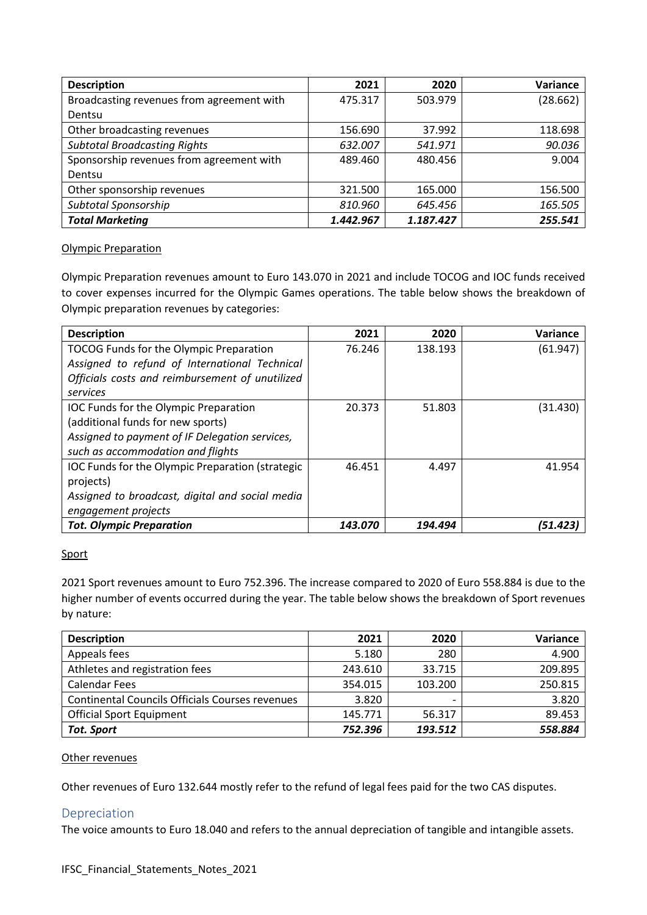| Description | 2021 | 2020 | Variance |
| --- | --- | --- | --- |
| Broadcasting revenues from agreement with Dentsu | 475.317 | 503.979 | (28.662) |
| Other broadcasting revenues | 156.690 | 37.992 | 118.698 |
| *Subtotal Broadcasting Rights* | *632.007* | *541.971* | *90.036* |
| Sponsorship revenues from agreement with Dentsu | 489.460 | 480.456 | 9.004 |
| Other sponsorship revenues | 321.500 | 165.000 | 156.500 |
| *Subtotal Sponsorship* | *810.960* | *645.456* | *165.505* |
| ***Total Marketing*** | ***1.442.967*** | ***1.187.427*** | ***255.541*** |

Olympic Preparation

Olympic Preparation revenues amount to Euro 143.070 in 2021 and include TOCOG and IOC funds received to cover expenses incurred for the Olympic Games operations. The table below shows the breakdown of Olympic preparation revenues by categories:

| Description | 2021 | 2020 | Variance |
| --- | --- | --- | --- |
| TOCOG Funds for the Olympic Preparation *Assigned to refund of International Technical Officials costs and reimbursement of unutilized services* | 76.246 | 138.193 | (61.947) |
| IOC Funds for the Olympic Preparation (additional funds for new sports) *Assigned to payment of IF Delegation services, such as accommodation and flights* | 20.373 | 51.803 | (31.430) |
| IOC Funds for the Olympic Preparation (strategic projects) *Assigned to broadcast, digital and social media engagement projects* | 46.451 | 4.497 | 41.954 |
| ***Tot. Olympic Preparation*** | ***143.070*** | ***194.494*** | ***(51.423)*** |

Sport

2021 Sport revenues amount to Euro 752.396. The increase compared to 2020 of Euro 558.884 is due to the higher number of events occurred during the year. The table below shows the breakdown of Sport revenues by nature:

| Description | 2021 | 2020 | Variance |
| --- | --- | --- | --- |
| Appeals fees | 5.180 | 280 | 4.900 |
| Athletes and registration fees | 243.610 | 33.715 | 209.895 |
| Calendar Fees | 354.015 | 103.200 | 250.815 |
| Continental Councils Officials Courses revenues | 3.820 | - | 3.820 |
| Official Sport Equipment | 145.771 | 56.317 | 89.453 |
| ***Tot. Sport*** | ***752.396*** | ***193.512*** | ***558.884*** |

Other revenues

Other revenues of Euro 132.644 mostly refer to the refund of legal fees paid for the two CAS disputes.

## Depreciation

The voice amounts to Euro 18.040 and refers to the annual depreciation of tangible and intangible assets.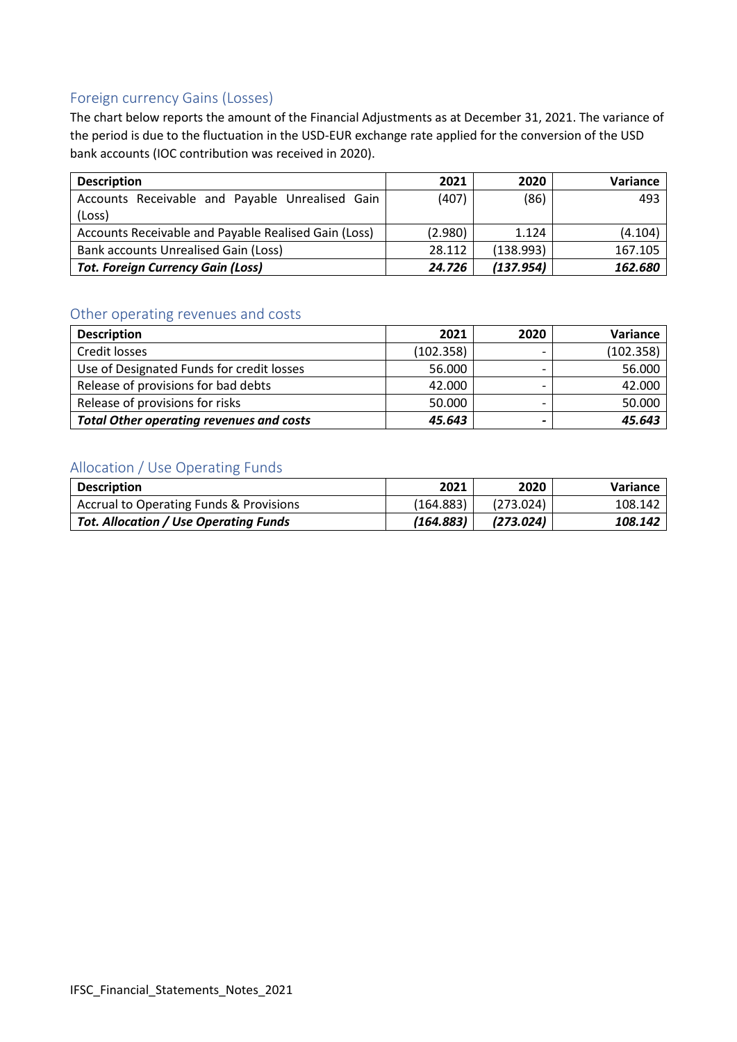## Foreign currency Gains (Losses)

The chart below reports the amount of the Financial Adjustments as at December 31, 2021. The variance of the period is due to the fluctuation in the USD-EUR exchange rate applied for the conversion of the USD bank accounts (IOC contribution was received in 2020).

| Description | 2021 | 2020 | Variance |
|---|---|---|---|
| Accounts Receivable and Payable Unrealised Gain (Loss) | (407) | (86) | 493 |
| Accounts Receivable and Payable Realised Gain (Loss) | (2.980) | 1.124 | (4.104) |
| Bank accounts Unrealised Gain (Loss) | 28.112 | (138.993) | 167.105 |
| ***Tot. Foreign Currency Gain (Loss)*** | ***24.726*** | ***(137.954)*** | ***162.680*** |

## Other operating revenues and costs

| Description | 2021 | 2020 | Variance |
|---|---|---|---|
| Credit losses | (102.358) | - | (102.358) |
| Use of Designated Funds for credit losses | 56.000 | - | 56.000 |
| Release of provisions for bad debts | 42.000 | - | 42.000 |
| Release of provisions for risks | 50.000 | - | 50.000 |
| ***Total Other operating revenues and costs*** | ***45.643*** | **-** | ***45.643*** |

## Allocation / Use Operating Funds

| Description | 2021 | 2020 | Variance |
|---|---|---|---|
| Accrual to Operating Funds & Provisions | (164.883) | (273.024) | 108.142 |
| ***Tot. Allocation / Use Operating Funds*** | ***(164.883)*** | ***(273.024)*** | ***108.142*** |